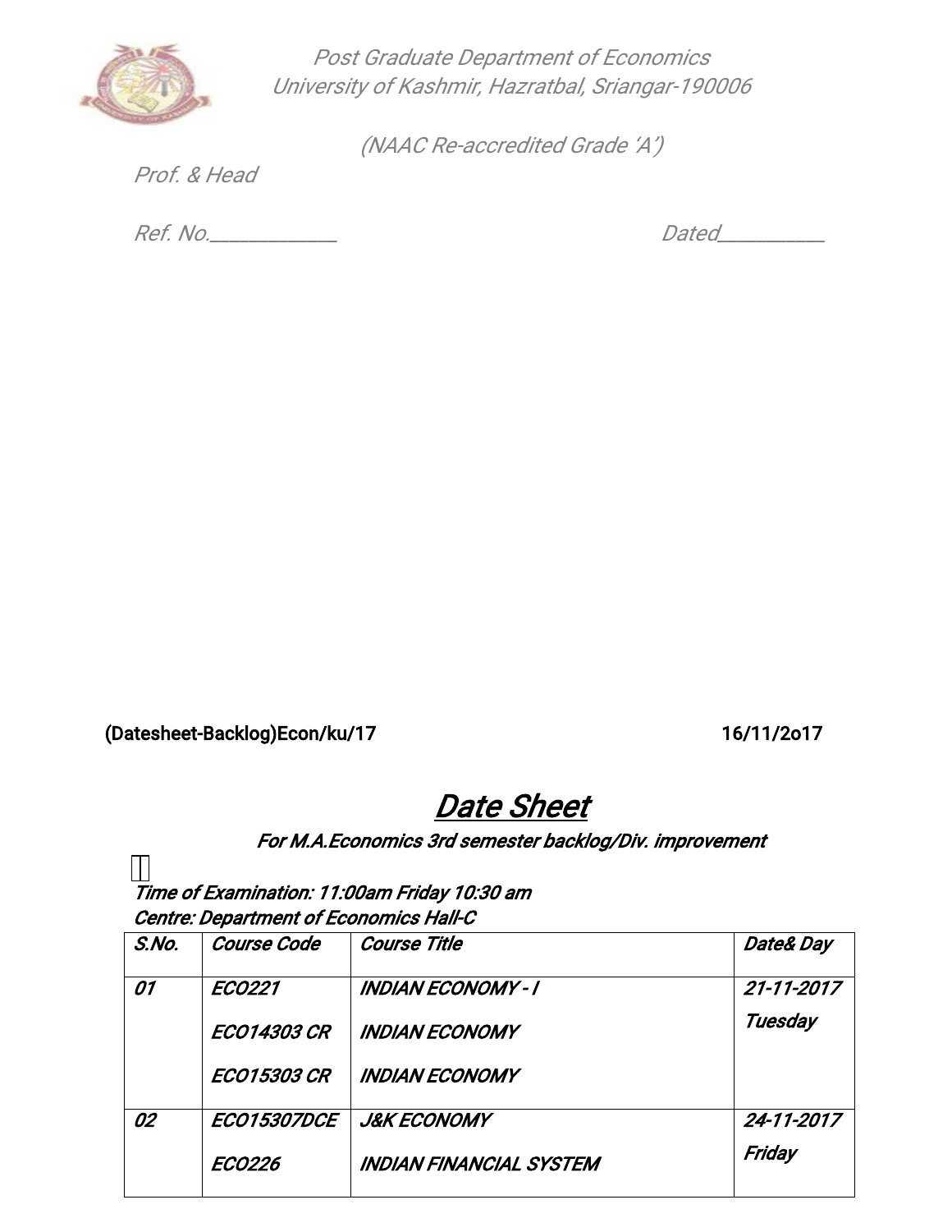Post Graduate Department of Economics
University of Kashmir, Hazratbal, Sriangar-190006

(NAAC Re-accredited Grade 'A')

Prof. & Head

Ref. No.____________ Dated__________

(Datesheet-Backlog)Econ/ku/17 16/11/2o17

# Date Sheet

***For M.A.Economics 3rd semester backlog/Div. improvement***

***Time of Examination: 11:00am Friday 10:30 am***
***Centre: Department of Economics Hall-C***

| S.No. | Course Code | Course Title | Date& Day |
|---|---|---|---|
| 01 | ECO221<br>ECO14303 CR<br>ECO15303 CR | INDIAN ECONOMY - I<br>INDIAN ECONOMY<br>INDIAN ECONOMY | 21-11-2017<br>Tuesday |
| 02 | ECO15307DCE<br>ECO226 | J&K ECONOMY<br>INDIAN FINANCIAL SYSTEM | 24-11-2017<br>Friday |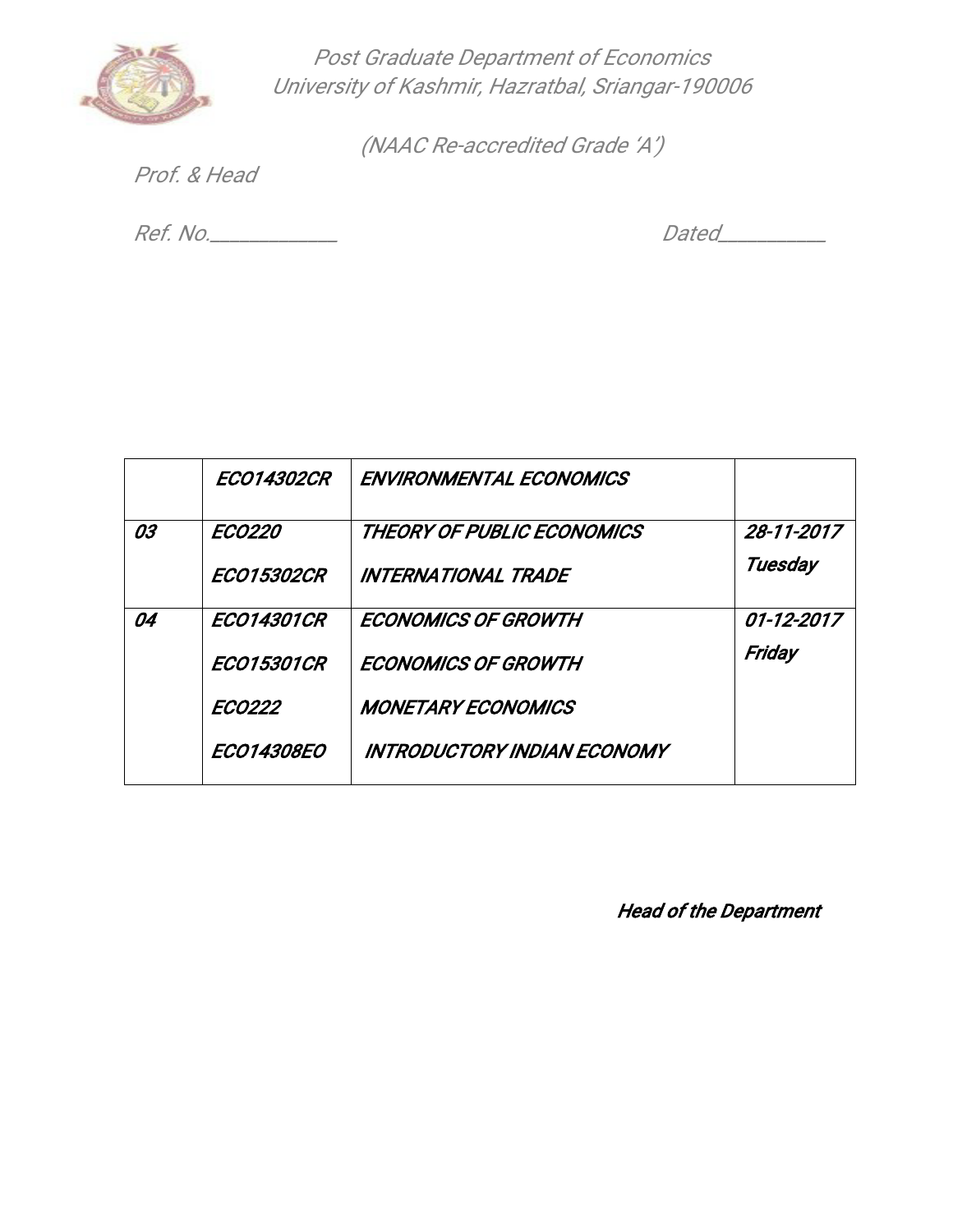Post Graduate Department of Economics
University of Kashmir, Hazratbal, Sriangar-190006

(NAAC Re-accredited Grade 'A')

Prof. & Head

Ref. No.____________ Dated__________

| | | | |
|---|---|---|---|
| | ECO14302CR | ENVIRONMENTAL ECONOMICS | |
| 03 | ECO220<br>ECO15302CR | THEORY OF PUBLIC ECONOMICS<br>INTERNATIONAL TRADE | 28-11-2017<br>Tuesday |
| 04 | ECO14301CR<br>ECO15301CR<br>ECO222<br>ECO14308EO | ECONOMICS OF GROWTH<br>ECONOMICS OF GROWTH<br>MONETARY ECONOMICS<br>INTRODUCTORY INDIAN ECONOMY | 01-12-2017<br>Friday |

**Head of the Department**